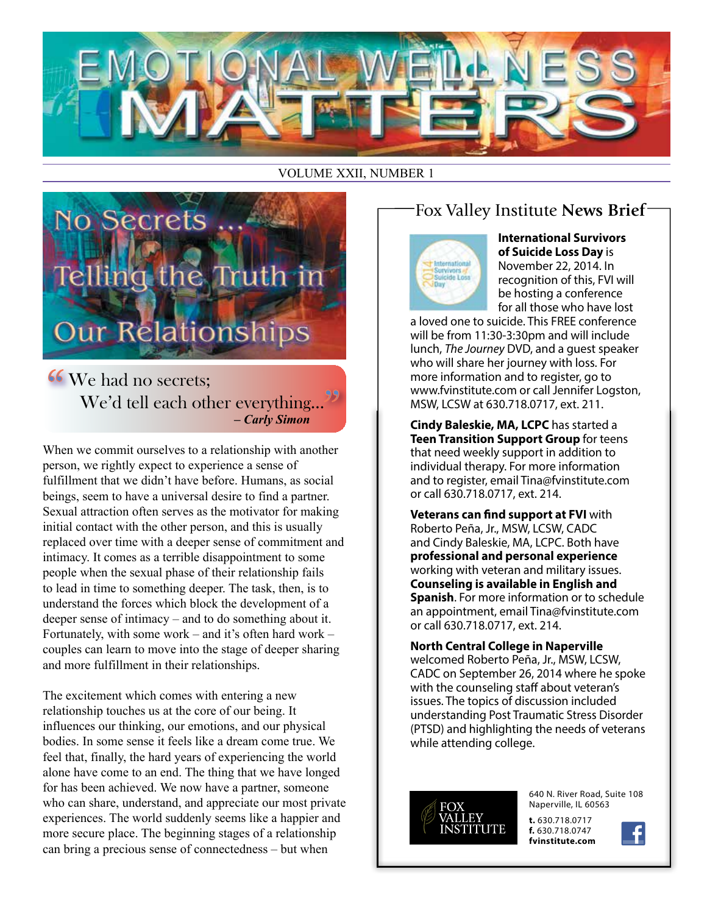# EMOTIONAL WELLNESS MATTERS

VOLUME XXII, NUMBER 1

## No Secrets ... Telling the Truth in Our Relationships

> "We had no secrets;
> We'd tell each other everything..."
> *– Carly Simon*

When we commit ourselves to a relationship with another person, we rightly expect to experience a sense of fulfillment that we didn't have before. Humans, as social beings, seem to have a universal desire to find a partner. Sexual attraction often serves as the motivator for making initial contact with the other person, and this is usually replaced over time with a deeper sense of commitment and intimacy. It comes as a terrible disappointment to some people when the sexual phase of their relationship fails to lead in time to something deeper. The task, then, is to understand the forces which block the development of a deeper sense of intimacy – and to do something about it. Fortunately, with some work – and it's often hard work – couples can learn to move into the stage of deeper sharing and more fulfillment in their relationships.

The excitement which comes with entering a new relationship touches us at the core of our being. It influences our thinking, our emotions, and our physical bodies. In some sense it feels like a dream come true. We feel that, finally, the hard years of experiencing the world alone have come to an end. The thing that we have longed for has been achieved. We now have a partner, someone who can share, understand, and appreciate our most private experiences. The world suddenly seems like a happier and more secure place. The beginning stages of a relationship can bring a precious sense of connectedness – but when

## Fox Valley Institute News Brief

**International Survivors of Suicide Loss Day** is November 22, 2014. In recognition of this, FVI will be hosting a conference for all those who have lost a loved one to suicide. This FREE conference will be from 11:30-3:30pm and will include lunch, *The Journey* DVD, and a guest speaker who will share her journey with loss. For more information and to register, go to www.fvinstitute.com or call Jennifer Logston, MSW, LCSW at 630.718.0717, ext. 211.

**Cindy Baleskie, MA, LCPC** has started a **Teen Transition Support Group** for teens that need weekly support in addition to individual therapy. For more information and to register, email Tina@fvinstitute.com or call 630.718.0717, ext. 214.

**Veterans can find support at FVI** with Roberto Peña, Jr., MSW, LCSW, CADC and Cindy Baleskie, MA, LCPC. Both have **professional and personal experience** working with veteran and military issues. **Counseling is available in English and Spanish**. For more information or to schedule an appointment, email Tina@fvinstitute.com or call 630.718.0717, ext. 214.

**North Central College in Naperville** welcomed Roberto Peña, Jr., MSW, LCSW, CADC on September 26, 2014 where he spoke with the counseling staff about veteran's issues. The topics of discussion included understanding Post Traumatic Stress Disorder (PTSD) and highlighting the needs of veterans while attending college.

FOX VALLEY INSTITUTE

640 N. River Road, Suite 108
Naperville, IL 60563

**t.** 630.718.0717
**f.** 630.718.0747
**fvinstitute.com**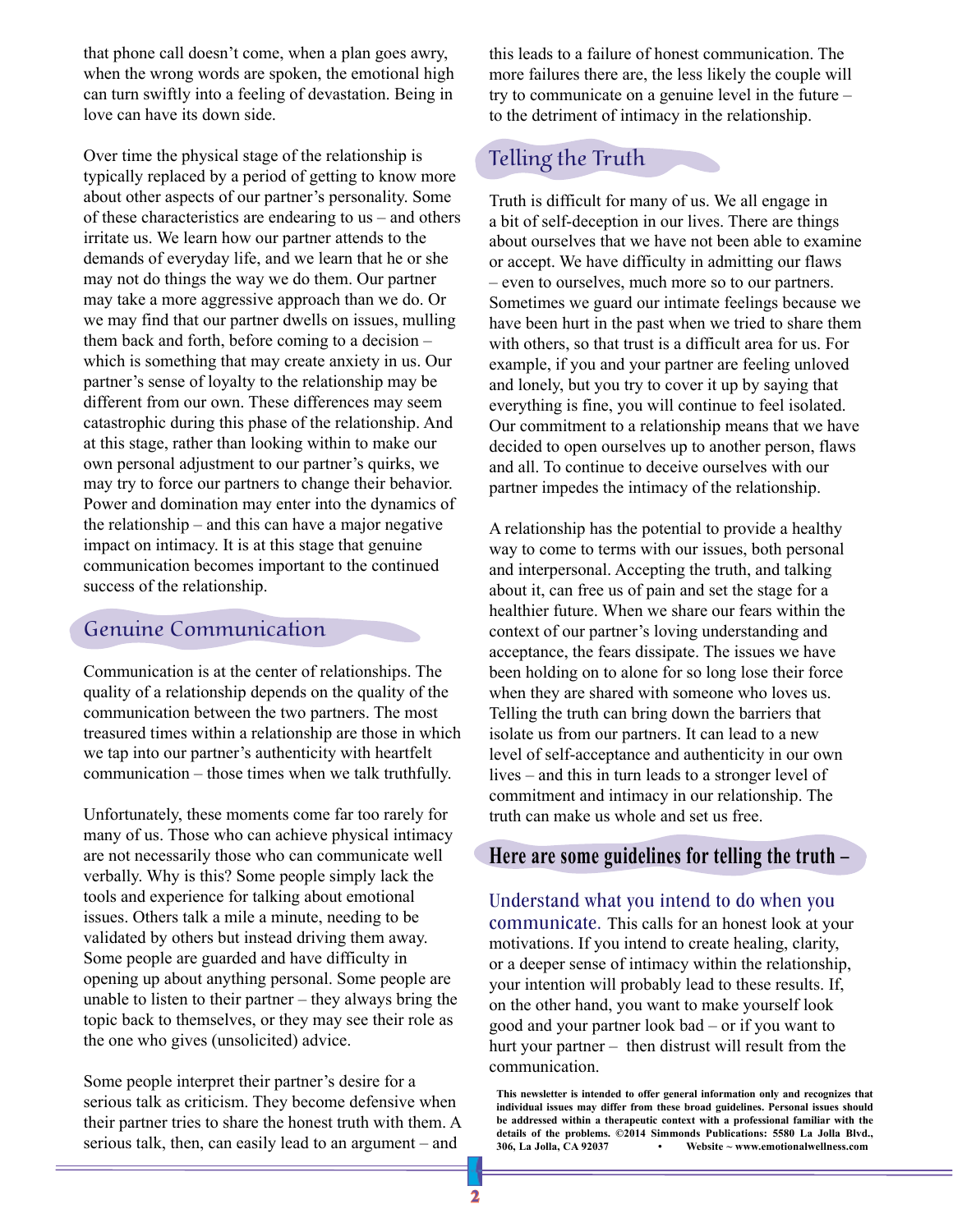that phone call doesn't come, when a plan goes awry, when the wrong words are spoken, the emotional high can turn swiftly into a feeling of devastation. Being in love can have its down side.

Over time the physical stage of the relationship is typically replaced by a period of getting to know more about other aspects of our partner's personality. Some of these characteristics are endearing to us – and others irritate us. We learn how our partner attends to the demands of everyday life, and we learn that he or she may not do things the way we do them. Our partner may take a more aggressive approach than we do. Or we may find that our partner dwells on issues, mulling them back and forth, before coming to a decision – which is something that may create anxiety in us. Our partner's sense of loyalty to the relationship may be different from our own. These differences may seem catastrophic during this phase of the relationship. And at this stage, rather than looking within to make our own personal adjustment to our partner's quirks, we may try to force our partners to change their behavior. Power and domination may enter into the dynamics of the relationship – and this can have a major negative impact on intimacy. It is at this stage that genuine communication becomes important to the continued success of the relationship.

## Genuine Communication

Communication is at the center of relationships. The quality of a relationship depends on the quality of the communication between the two partners. The most treasured times within a relationship are those in which we tap into our partner's authenticity with heartfelt communication – those times when we talk truthfully.

Unfortunately, these moments come far too rarely for many of us. Those who can achieve physical intimacy are not necessarily those who can communicate well verbally. Why is this? Some people simply lack the tools and experience for talking about emotional issues. Others talk a mile a minute, needing to be validated by others but instead driving them away. Some people are guarded and have difficulty in opening up about anything personal. Some people are unable to listen to their partner – they always bring the topic back to themselves, or they may see their role as the one who gives (unsolicited) advice.

Some people interpret their partner's desire for a serious talk as criticism. They become defensive when their partner tries to share the honest truth with them. A serious talk, then, can easily lead to an argument – and this leads to a failure of honest communication. The more failures there are, the less likely the couple will try to communicate on a genuine level in the future – to the detriment of intimacy in the relationship.

## Telling the Truth

Truth is difficult for many of us. We all engage in a bit of self-deception in our lives. There are things about ourselves that we have not been able to examine or accept. We have difficulty in admitting our flaws – even to ourselves, much more so to our partners. Sometimes we guard our intimate feelings because we have been hurt in the past when we tried to share them with others, so that trust is a difficult area for us. For example, if you and your partner are feeling unloved and lonely, but you try to cover it up by saying that everything is fine, you will continue to feel isolated. Our commitment to a relationship means that we have decided to open ourselves up to another person, flaws and all. To continue to deceive ourselves with our partner impedes the intimacy of the relationship.

A relationship has the potential to provide a healthy way to come to terms with our issues, both personal and interpersonal. Accepting the truth, and talking about it, can free us of pain and set the stage for a healthier future. When we share our fears within the context of our partner's loving understanding and acceptance, the fears dissipate. The issues we have been holding on to alone for so long lose their force when they are shared with someone who loves us. Telling the truth can bring down the barriers that isolate us from our partners. It can lead to a new level of self-acceptance and authenticity in our own lives – and this in turn leads to a stronger level of commitment and intimacy in our relationship. The truth can make us whole and set us free.

## Here are some guidelines for telling the truth –

**Understand what you intend to do when you communicate.** This calls for an honest look at your motivations. If you intend to create healing, clarity, or a deeper sense of intimacy within the relationship, your intention will probably lead to these results. If, on the other hand, you want to make yourself look good and your partner look bad – or if you want to hurt your partner – then distrust will result from the communication.

**This newsletter is intended to offer general information only and recognizes that individual issues may differ from these broad guidelines. Personal issues should be addressed within a therapeutic context with a professional familiar with the details of the problems. ©2014 Simmonds Publications: 5580 La Jolla Blvd., 306, La Jolla, CA 92037 • Website ~ www.emotionalwellness.com**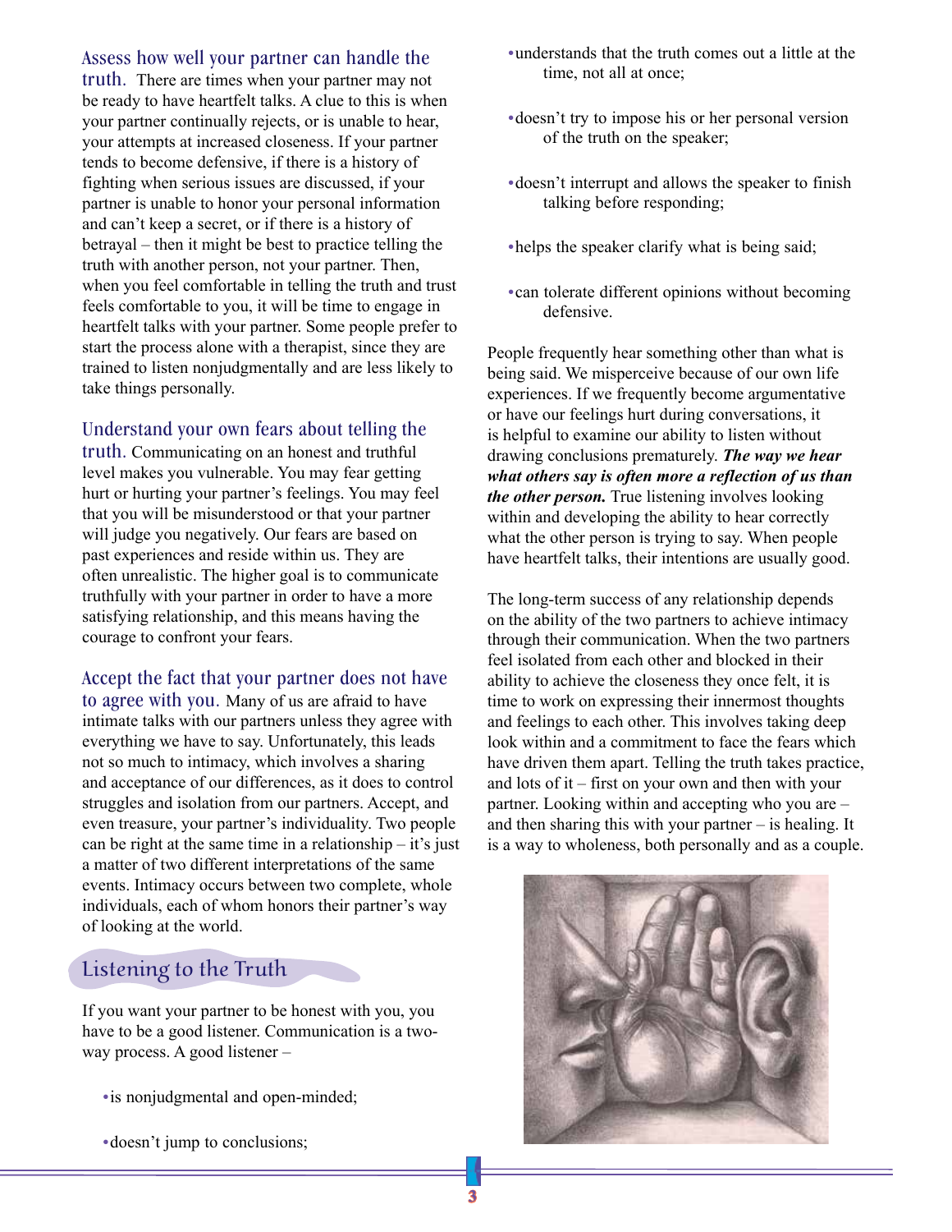**Assess how well your partner can handle the truth.** There are times when your partner may not be ready to have heartfelt talks. A clue to this is when your partner continually rejects, or is unable to hear, your attempts at increased closeness. If your partner tends to become defensive, if there is a history of fighting when serious issues are discussed, if your partner is unable to honor your personal information and can't keep a secret, or if there is a history of betrayal – then it might be best to practice telling the truth with another person, not your partner. Then, when you feel comfortable in telling the truth and trust feels comfortable to you, it will be time to engage in heartfelt talks with your partner. Some people prefer to start the process alone with a therapist, since they are trained to listen nonjudgmentally and are less likely to take things personally.

**Understand your own fears about telling the truth.** Communicating on an honest and truthful level makes you vulnerable. You may fear getting hurt or hurting your partner's feelings. You may feel that you will be misunderstood or that your partner will judge you negatively. Our fears are based on past experiences and reside within us. They are often unrealistic. The higher goal is to communicate truthfully with your partner in order to have a more satisfying relationship, and this means having the courage to confront your fears.

**Accept the fact that your partner does not have to agree with you.** Many of us are afraid to have intimate talks with our partners unless they agree with everything we have to say. Unfortunately, this leads not so much to intimacy, which involves a sharing and acceptance of our differences, as it does to control struggles and isolation from our partners. Accept, and even treasure, your partner's individuality. Two people can be right at the same time in a relationship – it's just a matter of two different interpretations of the same events. Intimacy occurs between two complete, whole individuals, each of whom honors their partner's way of looking at the world.

## Listening to the Truth

If you want your partner to be honest with you, you have to be a good listener. Communication is a two-way process. A good listener –

- is nonjudgmental and open-minded;
- doesn't jump to conclusions;
- understands that the truth comes out a little at the time, not all at once;
- doesn't try to impose his or her personal version of the truth on the speaker;
- doesn't interrupt and allows the speaker to finish talking before responding;
- helps the speaker clarify what is being said;
- can tolerate different opinions without becoming defensive.

People frequently hear something other than what is being said. We misperceive because of our own life experiences. If we frequently become argumentative or have our feelings hurt during conversations, it is helpful to examine our ability to listen without drawing conclusions prematurely. ***The way we hear what others say is often more a reflection of us than the other person.*** True listening involves looking within and developing the ability to hear correctly what the other person is trying to say. When people have heartfelt talks, their intentions are usually good.

The long-term success of any relationship depends on the ability of the two partners to achieve intimacy through their communication. When the two partners feel isolated from each other and blocked in their ability to achieve the closeness they once felt, it is time to work on expressing their innermost thoughts and feelings to each other. This involves taking deep look within and a commitment to face the fears which have driven them apart. Telling the truth takes practice, and lots of it – first on your own and then with your partner. Looking within and accepting who you are – and then sharing this with your partner – is healing. It is a way to wholeness, both personally and as a couple.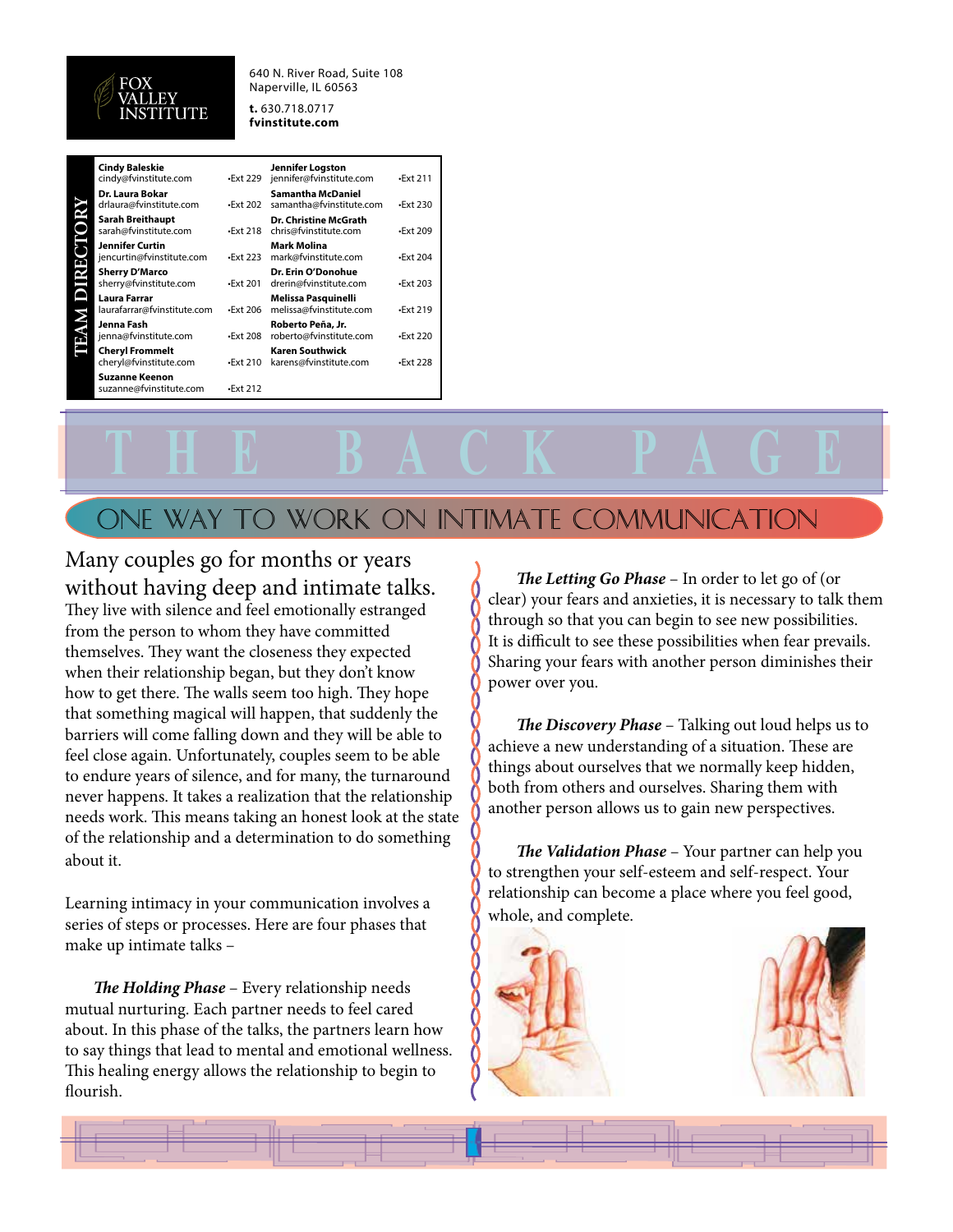FOX VALLEY INSTITUTE

640 N. River Road, Suite 108
Naperville, IL 60563

**t.** 630.718.0717
**fvinstitute.com**

## TEAM DIRECTORY

| | | | |
|---|---|---|---|
| **Cindy Baleskie** cindy@fvinstitute.com | •Ext 229 | **Jennifer Logston** jennifer@fvinstitute.com | •Ext 211 |
| **Dr. Laura Bokar** drlaura@fvinstitute.com | •Ext 202 | **Samantha McDaniel** samantha@fvinstitute.com | •Ext 230 |
| **Sarah Breithaupt** sarah@fvinstitute.com | •Ext 218 | **Dr. Christine McGrath** chris@fvinstitute.com | •Ext 209 |
| **Jennifer Curtin** jencurtin@fvinstitute.com | •Ext 223 | **Mark Molina** mark@fvinstitute.com | •Ext 204 |
| **Sherry D'Marco** sherry@fvinstitute.com | •Ext 201 | **Dr. Erin O'Donohue** drerin@fvinstitute.com | •Ext 203 |
| **Laura Farrar** laurafarrar@fvinstitute.com | •Ext 206 | **Melissa Pasquinelli** melissa@fvinstitute.com | •Ext 219 |
| **Jenna Fash** jenna@fvinstitute.com | •Ext 208 | **Roberto Peña, Jr.** roberto@fvinstitute.com | •Ext 220 |
| **Cheryl Frommelt** cheryl@fvinstitute.com | •Ext 210 | **Karen Southwick** karens@fvinstitute.com | •Ext 228 |
| **Suzanne Keenon** suzanne@fvinstitute.com | •Ext 212 | | |

# THE BACK PAGE

## ONE WAY TO WORK ON INTIMATE COMMUNICATION

Many couples go for months or years without having deep and intimate talks. They live with silence and feel emotionally estranged from the person to whom they have committed themselves. They want the closeness they expected when their relationship began, but they don't know how to get there. The walls seem too high. They hope that something magical will happen, that suddenly the barriers will come falling down and they will be able to feel close again. Unfortunately, couples seem to be able to endure years of silence, and for many, the turnaround never happens. It takes a realization that the relationship needs work. This means taking an honest look at the state of the relationship and a determination to do something about it.

Learning intimacy in your communication involves a series of steps or processes. Here are four phases that make up intimate talks –

***The Holding Phase*** – Every relationship needs mutual nurturing. Each partner needs to feel cared about. In this phase of the talks, the partners learn how to say things that lead to mental and emotional wellness. This healing energy allows the relationship to begin to flourish.

***The Letting Go Phase*** – In order to let go of (or clear) your fears and anxieties, it is necessary to talk them through so that you can begin to see new possibilities. It is difficult to see these possibilities when fear prevails. Sharing your fears with another person diminishes their power over you.

***The Discovery Phase*** – Talking out loud helps us to achieve a new understanding of a situation. These are things about ourselves that we normally keep hidden, both from others and ourselves. Sharing them with another person allows us to gain new perspectives.

***The Validation Phase*** – Your partner can help you to strengthen your self-esteem and self-respect. Your relationship can become a place where you feel good, whole, and complete.